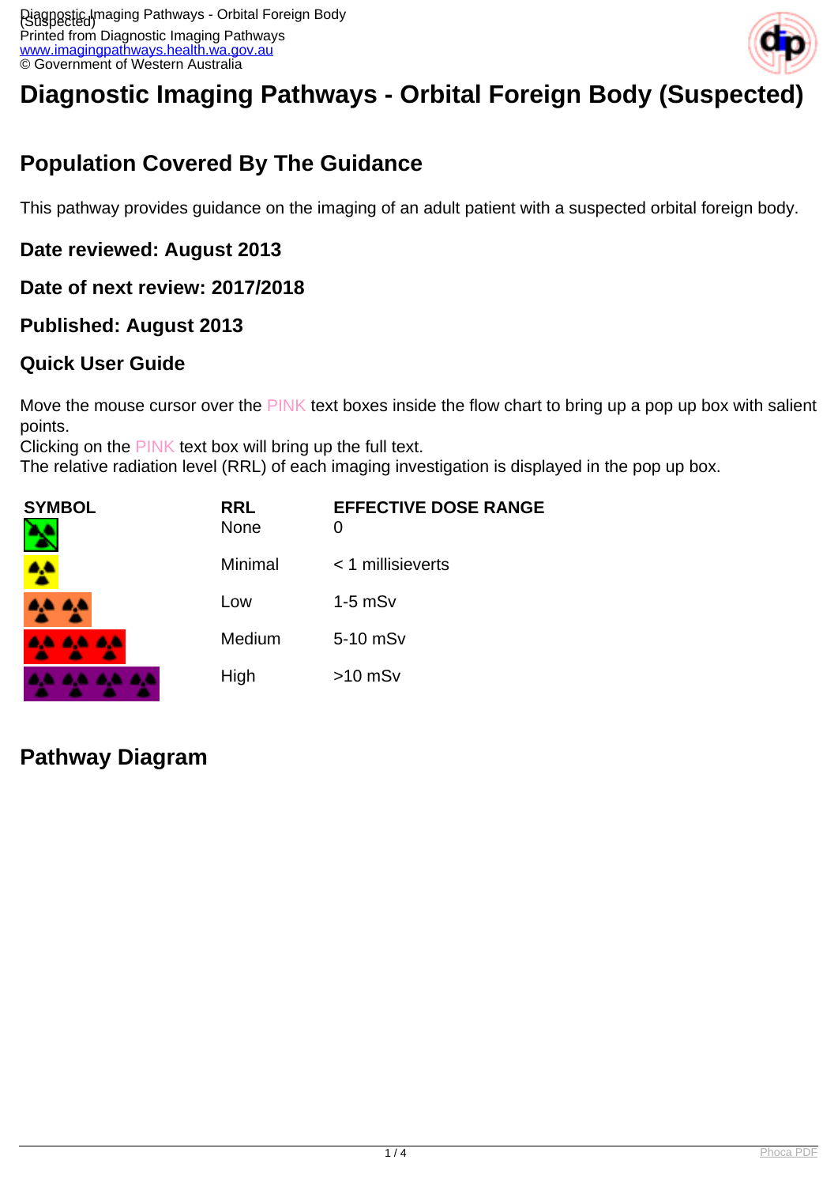# Diagnostic Imaging Pathways - Orbital Foreign Body (Suspected)

## Population Covered By The Guidance

This pathway provides guidance on the imaging of an adult patient with a suspected orbital foreign body.

### Date reviewed: August 2013

### Date of next review: 2017/2018

### Published: August 2013

### Quick User Guide

Move the mouse cursor over the PINK text boxes inside the flow chart to bring up a pop up box with salient points.
Clicking on the PINK text box will bring up the full text.
The relative radiation level (RRL) of each imaging investigation is displayed in the pop up box.

| SYMBOL | RRL | EFFECTIVE DOSE RANGE |
|---|---|---|
| | None | 0 |
| | Minimal | < 1 millisieverts |
| | Low | 1-5 mSv |
| | Medium | 5-10 mSv |
| | High | >10 mSv |

## Pathway Diagram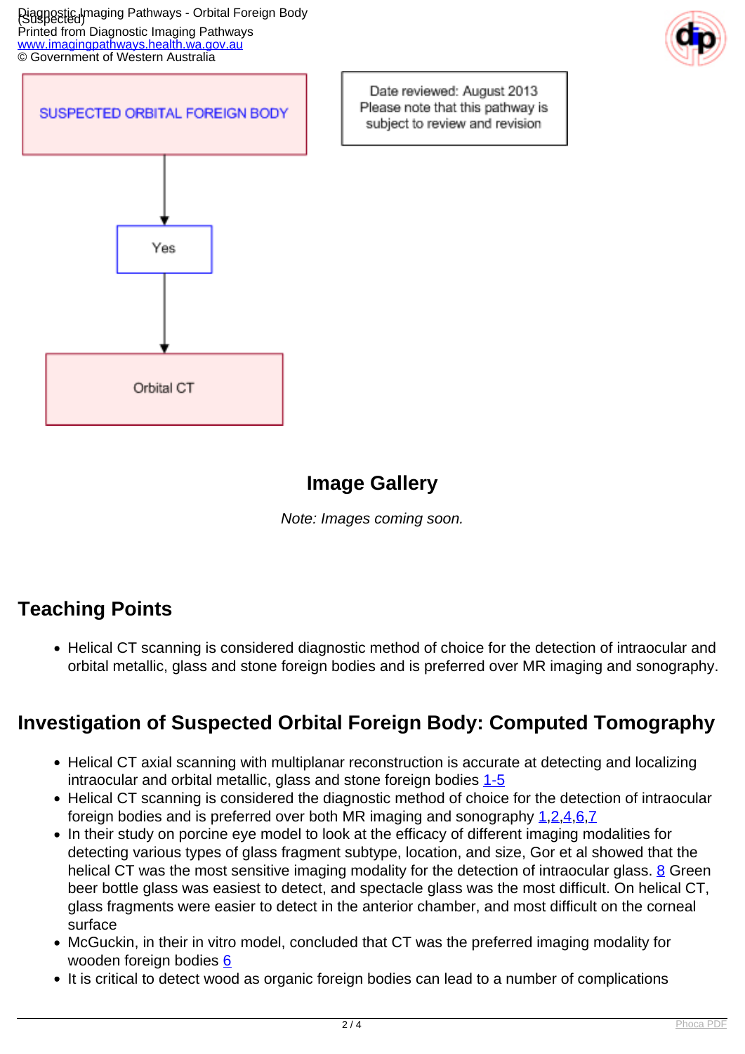SUSPECTED ORBITAL FOREIGN BODY

Date reviewed: August 2013
Please note that this pathway is subject to review and revision

Yes

Orbital CT

## Image Gallery

*Note: Images coming soon.*

## Teaching Points

- Helical CT scanning is considered diagnostic method of choice for the detection of intraocular and orbital metallic, glass and stone foreign bodies and is preferred over MR imaging and sonography.

## Investigation of Suspected Orbital Foreign Body: Computed Tomography

- Helical CT axial scanning with multiplanar reconstruction is accurate at detecting and localizing intraocular and orbital metallic, glass and stone foreign bodies 1-5
- Helical CT scanning is considered the diagnostic method of choice for the detection of intraocular foreign bodies and is preferred over both MR imaging and sonography 1,2,4,6,7
- In their study on porcine eye model to look at the efficacy of different imaging modalities for detecting various types of glass fragment subtype, location, and size, Gor et al showed that the helical CT was the most sensitive imaging modality for the detection of intraocular glass. 8 Green beer bottle glass was easiest to detect, and spectacle glass was the most difficult. On helical CT, glass fragments were easier to detect in the anterior chamber, and most difficult on the corneal surface
- McGuckin, in their in vitro model, concluded that CT was the preferred imaging modality for wooden foreign bodies 6
- It is critical to detect wood as organic foreign bodies can lead to a number of complications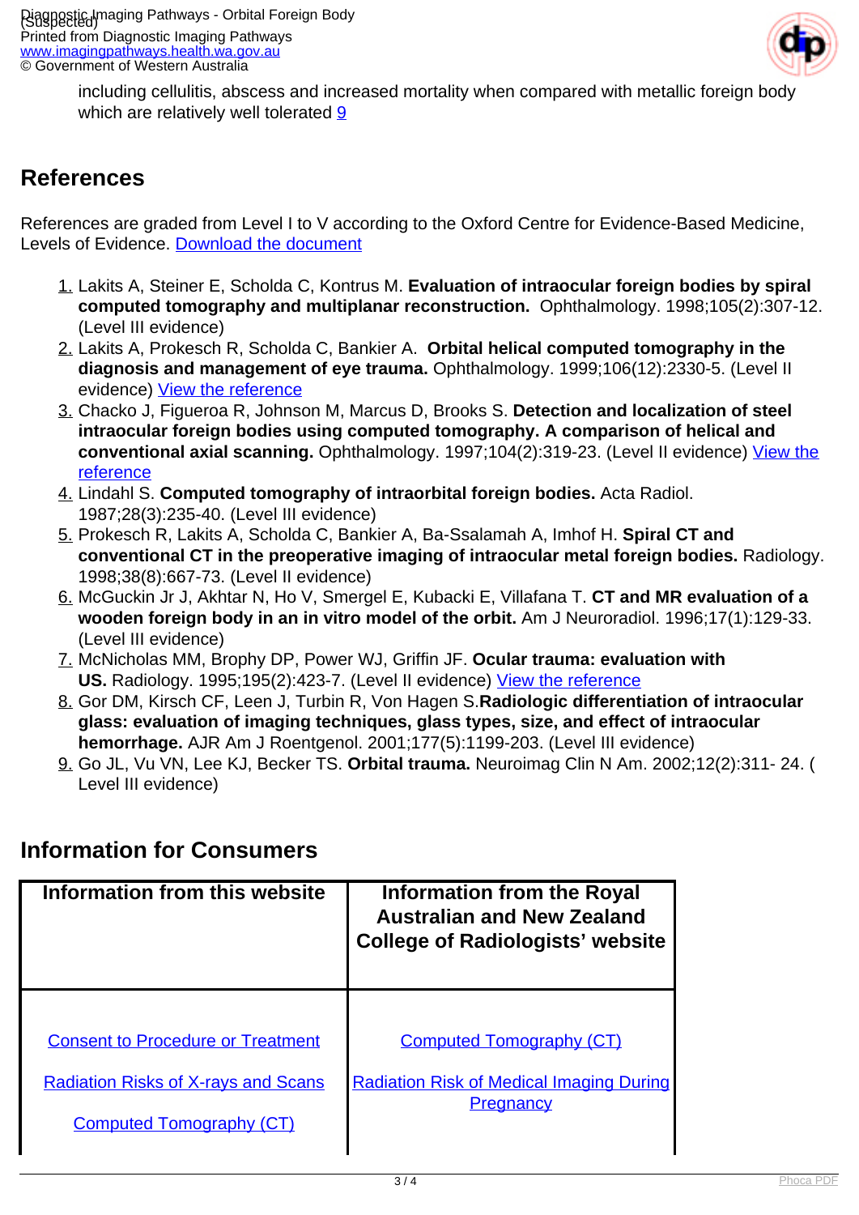including cellulitis, abscess and increased mortality when compared with metallic foreign body which are relatively well tolerated 9

## References

References are graded from Level I to V according to the Oxford Centre for Evidence-Based Medicine, Levels of Evidence. Download the document

1. Lakits A, Steiner E, Scholda C, Kontrus M. **Evaluation of intraocular foreign bodies by spiral computed tomography and multiplanar reconstruction.** Ophthalmology. 1998;105(2):307-12. (Level III evidence)
2. Lakits A, Prokesch R, Scholda C, Bankier A. **Orbital helical computed tomography in the diagnosis and management of eye trauma.** Ophthalmology. 1999;106(12):2330-5. (Level II evidence) View the reference
3. Chacko J, Figueroa R, Johnson M, Marcus D, Brooks S. **Detection and localization of steel intraocular foreign bodies using computed tomography. A comparison of helical and conventional axial scanning.** Ophthalmology. 1997;104(2):319-23. (Level II evidence) View the reference
4. Lindahl S. **Computed tomography of intraorbital foreign bodies.** Acta Radiol. 1987;28(3):235-40. (Level III evidence)
5. Prokesch R, Lakits A, Scholda C, Bankier A, Ba-Ssalamah A, Imhof H. **Spiral CT and conventional CT in the preoperative imaging of intraocular metal foreign bodies.** Radiology. 1998;38(8):667-73. (Level II evidence)
6. McGuckin Jr J, Akhtar N, Ho V, Smergel E, Kubacki E, Villafana T. **CT and MR evaluation of a wooden foreign body in an in vitro model of the orbit.** Am J Neuroradiol. 1996;17(1):129-33. (Level III evidence)
7. McNicholas MM, Brophy DP, Power WJ, Griffin JF. **Ocular trauma: evaluation with US.** Radiology. 1995;195(2):423-7. (Level II evidence) View the reference
8. Gor DM, Kirsch CF, Leen J, Turbin R, Von Hagen S.**Radiologic differentiation of intraocular glass: evaluation of imaging techniques, glass types, size, and effect of intraocular hemorrhage.** AJR Am J Roentgenol. 2001;177(5):1199-203. (Level III evidence)
9. Go JL, Vu VN, Lee KJ, Becker TS. **Orbital trauma.** Neuroimag Clin N Am. 2002;12(2):311- 24. ( Level III evidence)

## Information for Consumers

| Information from this website | Information from the Royal Australian and New Zealand College of Radiologists' website |
| --- | --- |
| Consent to Procedure or Treatment<br>Radiation Risks of X-rays and Scans<br>Computed Tomography (CT) | Computed Tomography (CT)<br>Radiation Risk of Medical Imaging During Pregnancy |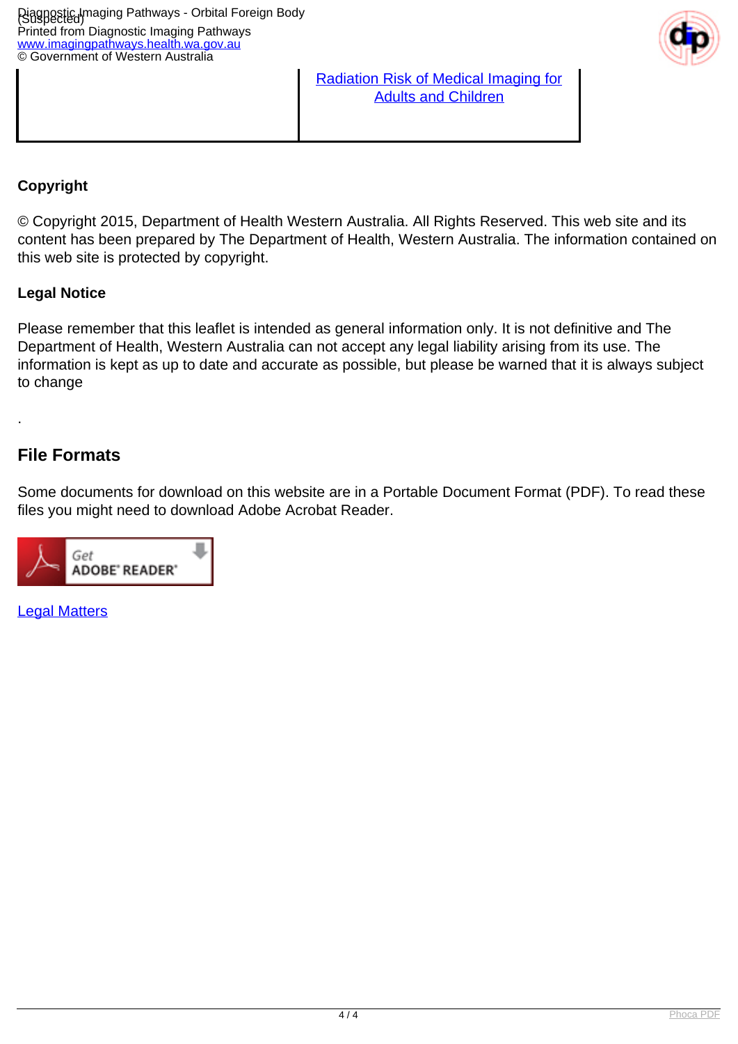| | |
|---|---|
| | Radiation Risk of Medical Imaging for Adults and Children |

**Copyright**

© Copyright 2015, Department of Health Western Australia. All Rights Reserved. This web site and its content has been prepared by The Department of Health, Western Australia. The information contained on this web site is protected by copyright.

**Legal Notice**

Please remember that this leaflet is intended as general information only. It is not definitive and The Department of Health, Western Australia can not accept any legal liability arising from its use. The information is kept as up to date and accurate as possible, but please be warned that it is always subject to change

.

## File Formats

Some documents for download on this website are in a Portable Document Format (PDF). To read these files you might need to download Adobe Acrobat Reader.

Get ADOBE® READER®

Legal Matters